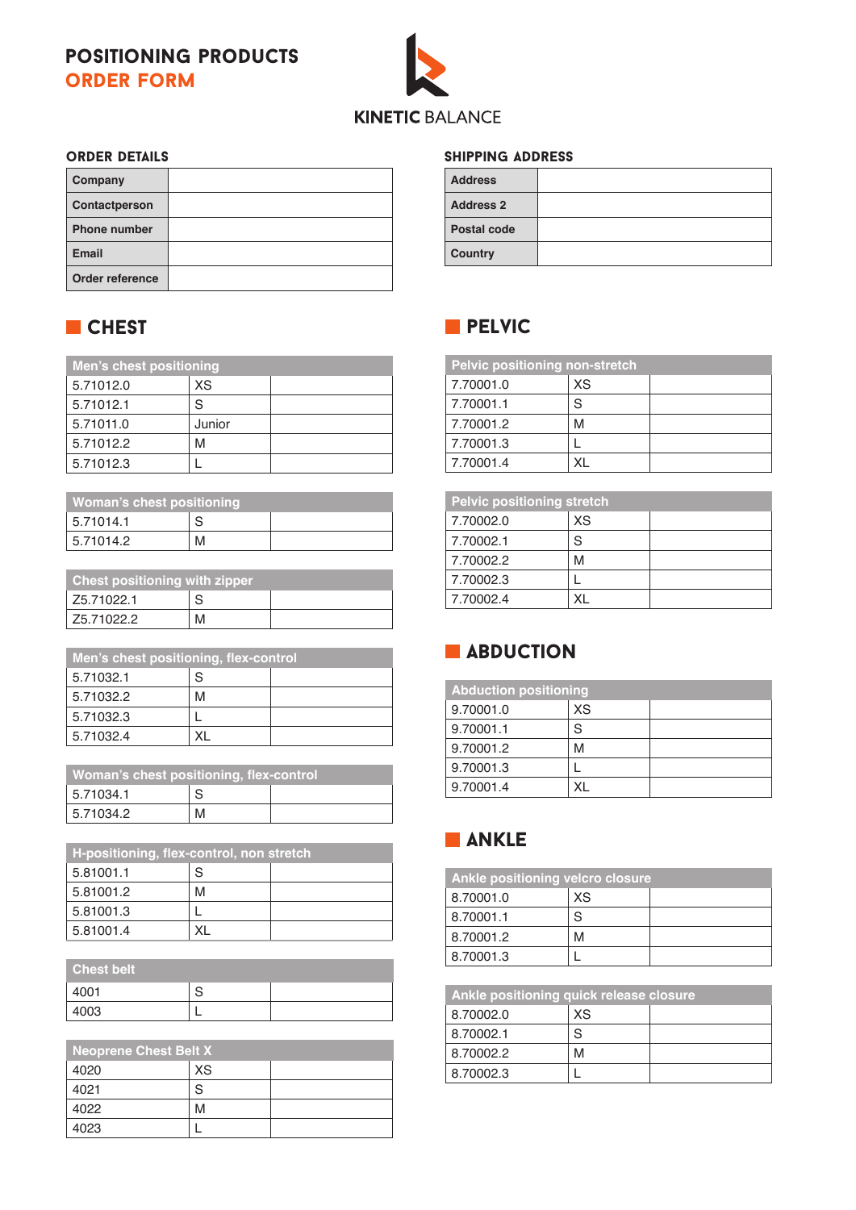# POSITIONING PRODUCTS
## ORDER FORM

KINETIC BALANCE

### ORDER DETAILS

| Company | |
|---|---|
| Contactperson | |
| Phone number | |
| Email | |
| Order reference | |

### SHIPPING ADDRESS

| Address | |
|---|---|
| Address 2 | |
| Postal code | |
| Country | |

## CHEST

| Men's chest positioning | | |
|---|---|---|
| 5.71012.0 | XS | |
| 5.71012.1 | S | |
| 5.71011.0 | Junior | |
| 5.71012.2 | M | |
| 5.71012.3 | L | |

| Woman's chest positioning | | |
|---|---|---|
| 5.71014.1 | S | |
| 5.71014.2 | M | |

| Chest positioning with zipper | | |
|---|---|---|
| Z5.71022.1 | S | |
| Z5.71022.2 | M | |

| Men's chest positioning, flex-control | | |
|---|---|---|
| 5.71032.1 | S | |
| 5.71032.2 | M | |
| 5.71032.3 | L | |
| 5.71032.4 | XL | |

| Woman's chest positioning, flex-control | | |
|---|---|---|
| 5.71034.1 | S | |
| 5.71034.2 | M | |

| H-positioning, flex-control, non stretch | | |
|---|---|---|
| 5.81001.1 | S | |
| 5.81001.2 | M | |
| 5.81001.3 | L | |
| 5.81001.4 | XL | |

| Chest belt | | |
|---|---|---|
| 4001 | S | |
| 4003 | L | |

| Neoprene Chest Belt X | | |
|---|---|---|
| 4020 | XS | |
| 4021 | S | |
| 4022 | M | |
| 4023 | L | |

## PELVIC

| Pelvic positioning non-stretch | | |
|---|---|---|
| 7.70001.0 | XS | |
| 7.70001.1 | S | |
| 7.70001.2 | M | |
| 7.70001.3 | L | |
| 7.70001.4 | XL | |

| Pelvic positioning stretch | | |
|---|---|---|
| 7.70002.0 | XS | |
| 7.70002.1 | S | |
| 7.70002.2 | M | |
| 7.70002.3 | L | |
| 7.70002.4 | XL | |

## ABDUCTION

| Abduction positioning | | |
|---|---|---|
| 9.70001.0 | XS | |
| 9.70001.1 | S | |
| 9.70001.2 | M | |
| 9.70001.3 | L | |
| 9.70001.4 | XL | |

## ANKLE

| Ankle positioning velcro closure | | |
|---|---|---|
| 8.70001.0 | XS | |
| 8.70001.1 | S | |
| 8.70001.2 | M | |
| 8.70001.3 | L | |

| Ankle positioning quick release closure | | |
|---|---|---|
| 8.70002.0 | XS | |
| 8.70002.1 | S | |
| 8.70002.2 | M | |
| 8.70002.3 | L | |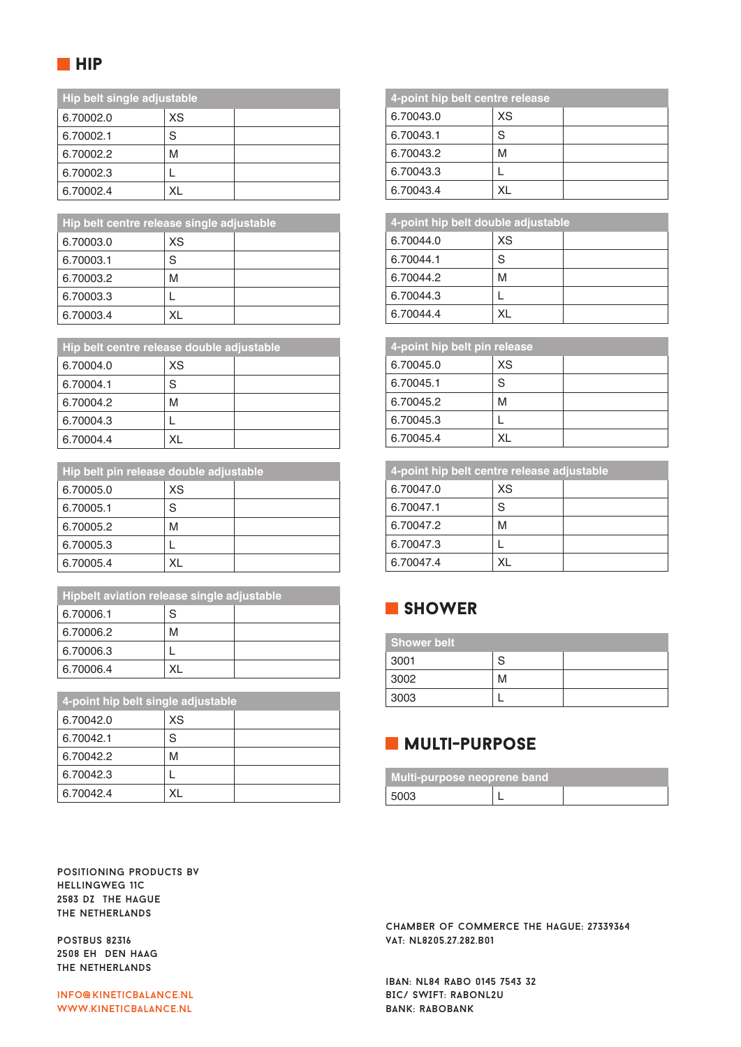## HIP

| Hip belt single adjustable | | |
|---|---|---|
| 6.70002.0 | XS | |
| 6.70002.1 | S | |
| 6.70002.2 | M | |
| 6.70002.3 | L | |
| 6.70002.4 | XL | |

| Hip belt centre release single adjustable | | |
|---|---|---|
| 6.70003.0 | XS | |
| 6.70003.1 | S | |
| 6.70003.2 | M | |
| 6.70003.3 | L | |
| 6.70003.4 | XL | |

| Hip belt centre release double adjustable | | |
|---|---|---|
| 6.70004.0 | XS | |
| 6.70004.1 | S | |
| 6.70004.2 | M | |
| 6.70004.3 | L | |
| 6.70004.4 | XL | |

| Hip belt pin release double adjustable | | |
|---|---|---|
| 6.70005.0 | XS | |
| 6.70005.1 | S | |
| 6.70005.2 | M | |
| 6.70005.3 | L | |
| 6.70005.4 | XL | |

| Hipbelt aviation release single adjustable | | |
|---|---|---|
| 6.70006.1 | S | |
| 6.70006.2 | M | |
| 6.70006.3 | L | |
| 6.70006.4 | XL | |

| 4-point hip belt single adjustable | | |
|---|---|---|
| 6.70042.0 | XS | |
| 6.70042.1 | S | |
| 6.70042.2 | M | |
| 6.70042.3 | L | |
| 6.70042.4 | XL | |

| 4-point hip belt centre release | | |
|---|---|---|
| 6.70043.0 | XS | |
| 6.70043.1 | S | |
| 6.70043.2 | M | |
| 6.70043.3 | L | |
| 6.70043.4 | XL | |

| 4-point hip belt double adjustable | | |
|---|---|---|
| 6.70044.0 | XS | |
| 6.70044.1 | S | |
| 6.70044.2 | M | |
| 6.70044.3 | L | |
| 6.70044.4 | XL | |

| 4-point hip belt pin release | | |
|---|---|---|
| 6.70045.0 | XS | |
| 6.70045.1 | S | |
| 6.70045.2 | M | |
| 6.70045.3 | L | |
| 6.70045.4 | XL | |

| 4-point hip belt centre release adjustable | | |
|---|---|---|
| 6.70047.0 | XS | |
| 6.70047.1 | S | |
| 6.70047.2 | M | |
| 6.70047.3 | L | |
| 6.70047.4 | XL | |

## SHOWER

| Shower belt | | |
|---|---|---|
| 3001 | S | |
| 3002 | M | |
| 3003 | L | |

## MULTI-PURPOSE

| Multi-purpose neoprene band | | |
|---|---|---|
| 5003 | L | |

POSITIONING PRODUCTS BV
HELLINGWEG 11C
2583 DZ THE HAGUE
THE NETHERLANDS

POSTBUS 82316
2508 EH DEN HAAG
THE NETHERLANDS

INFO@KINETICBALANCE.NL
WWW.KINETICBALANCE.NL

CHAMBER OF COMMERCE THE HAGUE: 27339364
VAT: NL8205.27.282.B01

IBAN: NL84 RABO 0145 7543 32
BIC/ SWIFT: RABONL2U
BANK: RABOBANK